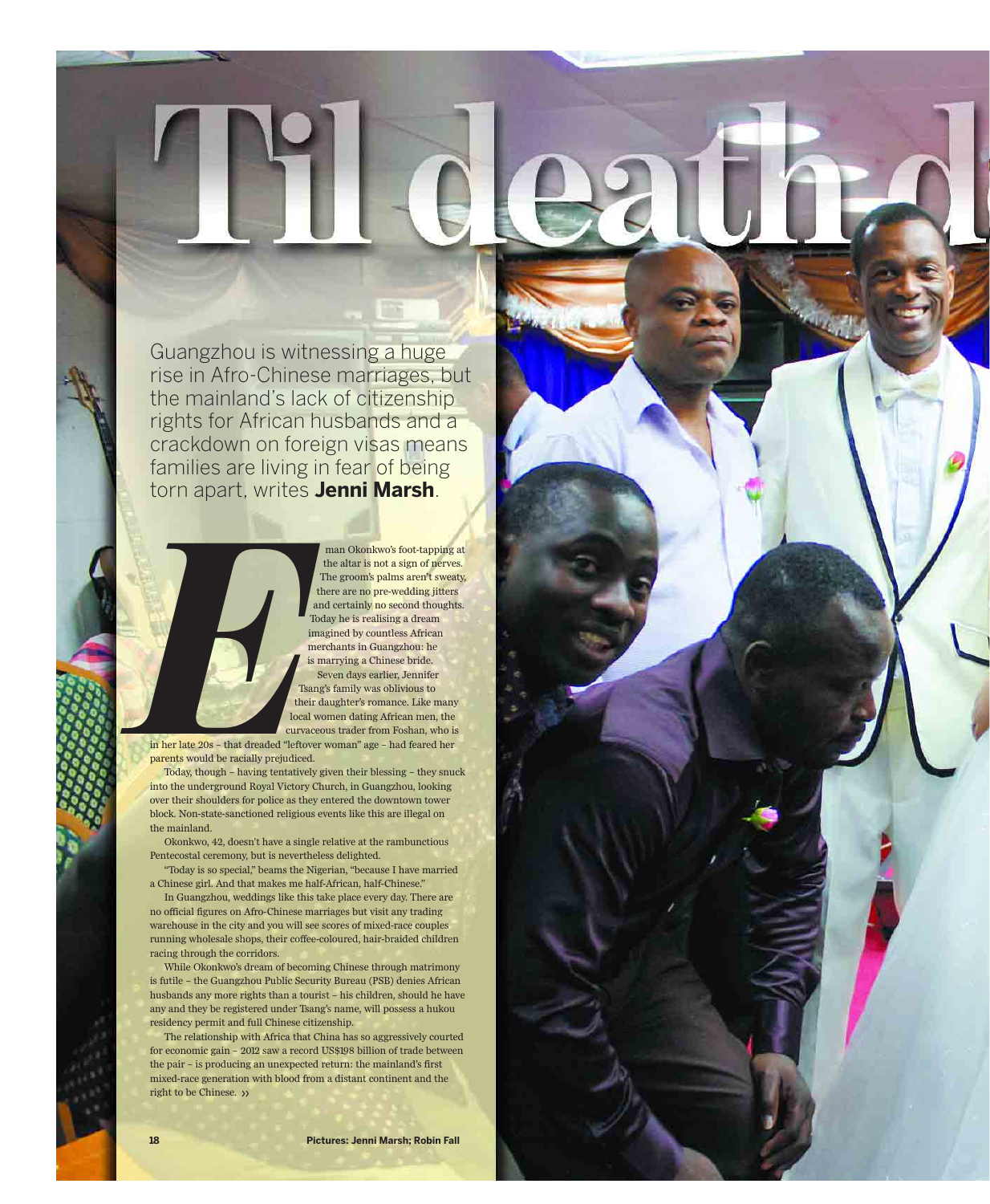# Til death d

Guangzhou is witnessing a huge rise in Afro-Chinese marriages, but the mainland's lack of citizenship rights for African husbands and a crackdown on foreign visas means families are living in fear of being torn apart, writes **Jenni Marsh**.

Eman Okonkwo's foot-tapping at the altar is not a sign of nerves. The groom's palms aren't sweaty, there are no pre-wedding jitters and certainly no second thoughts. Today he is realising a dream imagined by countless African merchants in Guangzhou: he is marrying a Chinese bride.

Seven days earlier, Jennifer Tsang's family was oblivious to their daughter's romance. Like many local women dating African men, the curvaceous trader from Foshan, who is in her late 20s – that dreaded "leftover woman" age – had feared her parents would be racially prejudiced.

Today, though – having tentatively given their blessing – they snuck into the underground Royal Victory Church, in Guangzhou, looking over their shoulders for police as they entered the downtown tower block. Non-state-sanctioned religious events like this are illegal on the mainland.

Okonkwo, 42, doesn't have a single relative at the rambunctious Pentecostal ceremony, but is nevertheless delighted.

"Today is so special," beams the Nigerian, "because I have married a Chinese girl. And that makes me half-African, half-Chinese."

In Guangzhou, weddings like this take place every day. There are no official figures on Afro-Chinese marriages but visit any trading warehouse in the city and you will see scores of mixed-race couples running wholesale shops, their coffee-coloured, hair-braided children racing through the corridors.

While Okonkwo's dream of becoming Chinese through matrimony is futile – the Guangzhou Public Security Bureau (PSB) denies African husbands any more rights than a tourist – his children, should he have any and they be registered under Tsang's name, will possess a hukou residency permit and full Chinese citizenship.

The relationship with Africa that China has so aggressively courted for economic gain – 2012 saw a record US$198 billion of trade between the pair – is producing an unexpected return: the mainland's first mixed-race generation with blood from a distant continent and the right to be Chinese. ››

Pictures: Jenni Marsh; Robin Fall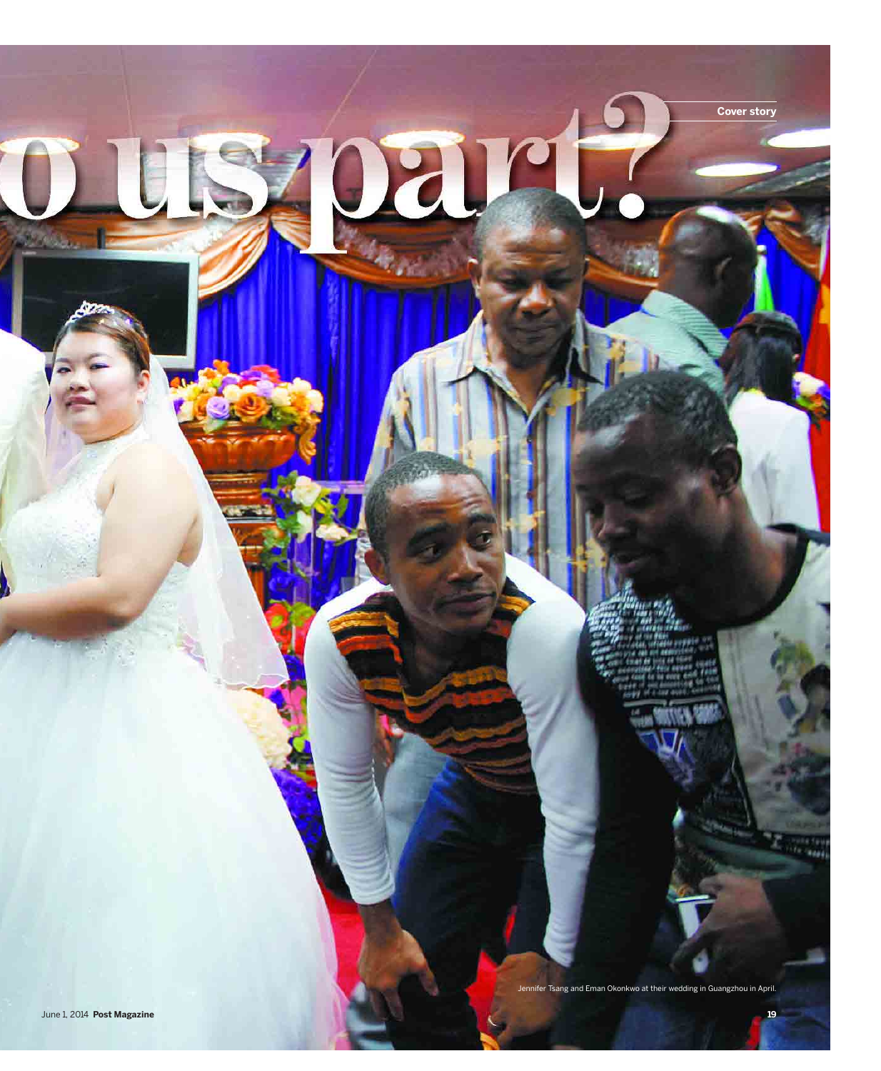# o us part?

Cover story

Jennifer Tsang and Eman Okonkwo at their wedding in Guangzhou in April.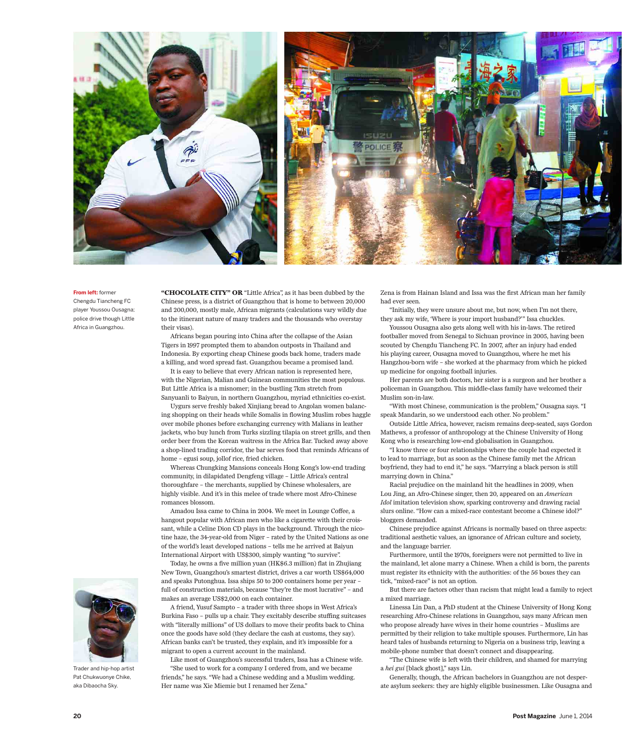**From left:** former Chengdu Tiancheng FC player Youssou Ousagna; police drive though Little Africa in Guangzhou.

**"CHOCOLATE CITY" OR** "Little Africa", as it has been dubbed by the Chinese press, is a district of Guangzhou that is home to between 20,000 and 200,000, mostly male, African migrants (calculations vary wildly due to the itinerant nature of many traders and the thousands who overstay their visas).

Africans began pouring into China after the collapse of the Asian Tigers in 1997 prompted them to abandon outposts in Thailand and Indonesia. By exporting cheap Chinese goods back home, traders made a killing, and word spread fast. Guangzhou became a promised land.

It is easy to believe that every African nation is represented here, with the Nigerian, Malian and Guinean communities the most populous. But Little Africa is a misnomer; in the bustling 7km stretch from Sanyuanli to Baiyun, in northern Guangzhou, myriad ethnicities co-exist.

Uygurs serve freshly baked Xinjiang bread to Angolan women balancing shopping on their heads while Somalis in flowing Muslim robes haggle over mobile phones before exchanging currency with Malians in leather jackets, who buy lunch from Turks sizzling tilapia on street grills, and then order beer from the Korean waitress in the Africa Bar. Tucked away above a shop-lined trading corridor, the bar serves food that reminds Africans of home – egusi soup, jollof rice, fried chicken.

Whereas Chungking Mansions conceals Hong Kong's low-end trading community, in dilapidated Dengfeng village – Little Africa's central thoroughfare – the merchants, supplied by Chinese wholesalers, are highly visible. And it's in this melee of trade where most Afro-Chinese romances blossom.

Amadou Issa came to China in 2004. We meet in Lounge Coffee, a hangout popular with African men who like a cigarette with their croissant, while a Celine Dion CD plays in the background. Through the nicotine haze, the 34-year-old from Niger – rated by the United Nations as one of the world's least developed nations – tells me he arrived at Baiyun International Airport with US$300, simply wanting "to survive".

Today, he owns a five million yuan (HK$6.3 million) flat in Zhujiang New Town, Guangzhou's smartest district, drives a car worth US$64,000 and speaks Putonghua. Issa ships 50 to 200 containers home per year – full of construction materials, because "they're the most lucrative" – and makes an average US$2,000 on each container.

A friend, Yusuf Sampto – a trader with three shops in West Africa's Burkina Faso – pulls up a chair. They excitably describe stuffing suitcases with "literally millions" of US dollars to move their profits back to China once the goods have sold (they declare the cash at customs, they say). African banks can't be trusted, they explain, and it's impossible for a migrant to open a current account in the mainland.

Like most of Guangzhou's successful traders, Issa has a Chinese wife.

"She used to work for a company I ordered from, and we became friends," he says. "We had a Chinese wedding and a Muslim wedding. Her name was Xie Miemie but I renamed her Zena."

Zena is from Hainan Island and Issa was the first African man her family had ever seen.

"Initially, they were unsure about me, but now, when I'm not there, they ask my wife, 'Where is your import husband?'" Issa chuckles.

Youssou Ousagna also gets along well with his in-laws. The retired footballer moved from Senegal to Sichuan province in 2005, having been scouted by Chengdu Tiancheng FC. In 2007, after an injury had ended his playing career, Ousagna moved to Guangzhou, where he met his Hangzhou-born wife – she worked at the pharmacy from which he picked up medicine for ongoing football injuries.

Her parents are both doctors, her sister is a surgeon and her brother a policeman in Guangzhou. This middle-class family have welcomed their Muslim son-in-law.

"With most Chinese, communication is the problem," Ousagna says. "I speak Mandarin, so we understood each other. No problem."

Outside Little Africa, however, racism remains deep-seated, says Gordon Mathews, a professor of anthropology at the Chinese University of Hong Kong who is researching low-end globalisation in Guangzhou.

"I know three or four relationships where the couple had expected it to lead to marriage, but as soon as the Chinese family met the African boyfriend, they had to end it," he says. "Marrying a black person is still marrying down in China."

Racial prejudice on the mainland hit the headlines in 2009, when Lou Jing, an Afro-Chinese singer, then 20, appeared on an *American Idol* imitation television show, sparking controversy and drawing racial slurs online. "How can a mixed-race contestant become a Chinese idol?" bloggers demanded.

Chinese prejudice against Africans is normally based on three aspects: traditional aesthetic values, an ignorance of African culture and society, and the language barrier.

Furthermore, until the 1970s, foreigners were not permitted to live in the mainland, let alone marry a Chinese. When a child is born, the parents must register its ethnicity with the authorities: of the 56 boxes they can tick, "mixed-race" is not an option.

But there are factors other than racism that might lead a family to reject a mixed marriage.

Linessa Lin Dan, a PhD student at the Chinese University of Hong Kong researching Afro-Chinese relations in Guangzhou, says many African men who propose already have wives in their home countries – Muslims are permitted by their religion to take multiple spouses. Furthermore, Lin has heard tales of husbands returning to Nigeria on a business trip, leaving a mobile-phone number that doesn't connect and disappearing.

"The Chinese wife is left with their children, and shamed for marrying a *hei gui* [black ghost]," says Lin.

Generally, though, the African bachelors in Guangzhou are not desperate asylum seekers: they are highly eligible businessmen. Like Ousagna and

Trader and hip-hop artist Pat Chukwuonye Chike, aka Dibaocha Sky.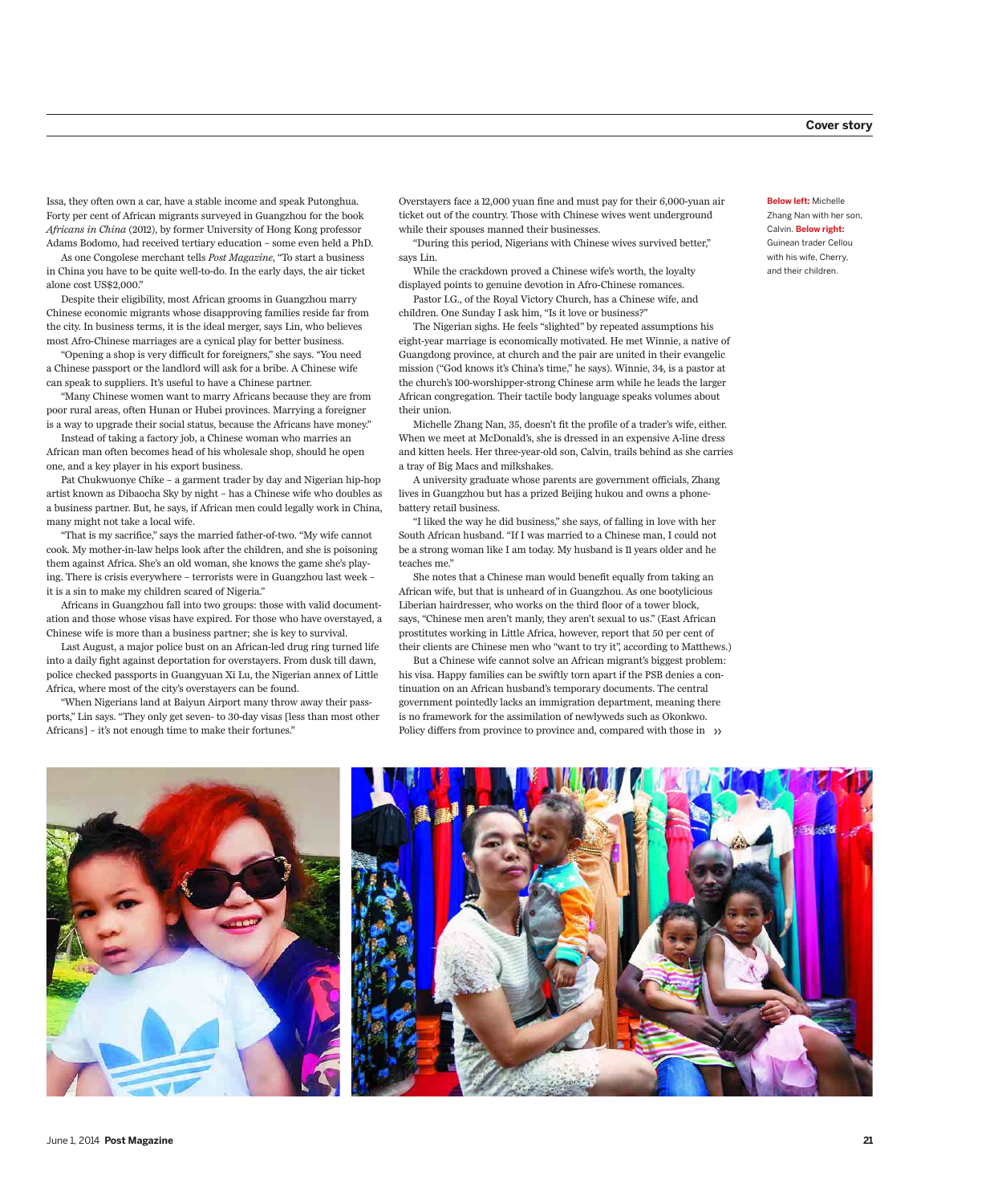Issa, they often own a car, have a stable income and speak Putonghua. Forty per cent of African migrants surveyed in Guangzhou for the book *Africans in China* (2012), by former University of Hong Kong professor Adams Bodomo, had received tertiary education – some even held a PhD.

As one Congolese merchant tells *Post Magazine*, "To start a business in China you have to be quite well-to-do. In the early days, the air ticket alone cost US$2,000."

Despite their eligibility, most African grooms in Guangzhou marry Chinese economic migrants whose disapproving families reside far from the city. In business terms, it is the ideal merger, says Lin, who believes most Afro-Chinese marriages are a cynical play for better business.

"Opening a shop is very difficult for foreigners," she says. "You need a Chinese passport or the landlord will ask for a bribe. A Chinese wife can speak to suppliers. It's useful to have a Chinese partner.

"Many Chinese women want to marry Africans because they are from poor rural areas, often Hunan or Hubei provinces. Marrying a foreigner is a way to upgrade their social status, because the Africans have money."

Instead of taking a factory job, a Chinese woman who marries an African man often becomes head of his wholesale shop, should he open one, and a key player in his export business.

Pat Chukwuonye Chike – a garment trader by day and Nigerian hip-hop artist known as Dibaocha Sky by night – has a Chinese wife who doubles as a business partner. But, he says, if African men could legally work in China, many might not take a local wife.

"That is my sacrifice," says the married father-of-two. "My wife cannot cook. My mother-in-law helps look after the children, and she is poisoning them against Africa. She's an old woman, she knows the game she's playing. There is crisis everywhere – terrorists were in Guangzhou last week – it is a sin to make my children scared of Nigeria."

Africans in Guangzhou fall into two groups: those with valid documentation and those whose visas have expired. For those who have overstayed, a Chinese wife is more than a business partner; she is key to survival.

Last August, a major police bust on an African-led drug ring turned life into a daily fight against deportation for overstayers. From dusk till dawn, police checked passports in Guangyuan Xi Lu, the Nigerian annex of Little Africa, where most of the city's overstayers can be found.

"When Nigerians land at Baiyun Airport many throw away their passports," Lin says. "They only get seven- to 30-day visas [less than most other Africans] – it's not enough time to make their fortunes."

Overstayers face a 12,000 yuan fine and must pay for their 6,000-yuan air ticket out of the country. Those with Chinese wives went underground while their spouses manned their businesses.

"During this period, Nigerians with Chinese wives survived better," says Lin.

While the crackdown proved a Chinese wife's worth, the loyalty displayed points to genuine devotion in Afro-Chinese romances.

Pastor I.G., of the Royal Victory Church, has a Chinese wife, and children. One Sunday I ask him, "Is it love or business?"

The Nigerian sighs. He feels "slighted" by repeated assumptions his eight-year marriage is economically motivated. He met Winnie, a native of Guangdong province, at church and the pair are united in their evangelic mission ("God knows it's China's time," he says). Winnie, 34, is a pastor at the church's 100-worshipper-strong Chinese arm while he leads the larger African congregation. Their tactile body language speaks volumes about their union.

Michelle Zhang Nan, 35, doesn't fit the profile of a trader's wife, either. When we meet at McDonald's, she is dressed in an expensive A-line dress and kitten heels. Her three-year-old son, Calvin, trails behind as she carries a tray of Big Macs and milkshakes.

A university graduate whose parents are government officials, Zhang lives in Guangzhou but has a prized Beijing hukou and owns a phone-battery retail business.

"I liked the way he did business," she says, of falling in love with her South African husband. "If I was married to a Chinese man, I could not be a strong woman like I am today. My husband is 11 years older and he teaches me."

She notes that a Chinese man would benefit equally from taking an African wife, but that is unheard of in Guangzhou. As one bootylicious Liberian hairdresser, who works on the third floor of a tower block, says, "Chinese men aren't manly, they aren't sexual to us." (East African prostitutes working in Little Africa, however, report that 50 per cent of their clients are Chinese men who "want to try it", according to Matthews.)

But a Chinese wife cannot solve an African migrant's biggest problem: his visa. Happy families can be swiftly torn apart if the PSB denies a continuation on an African husband's temporary documents. The central government pointedly lacks an immigration department, meaning there is no framework for the assimilation of newlyweds such as Okonkwo. Policy differs from province to province and, compared with those in ››

**Below left:** Michelle Zhang Nan with her son, Calvin. **Below right:** Guinean trader Cellou with his wife, Cherry, and their children.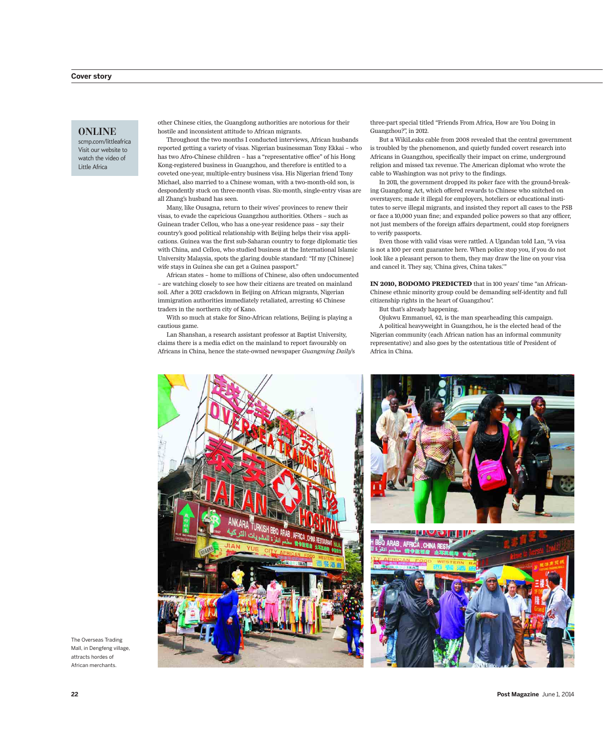**ONLINE**
scmp.com/littleafrica
Visit our website to watch the video of Little Africa

other Chinese cities, the Guangdong authorities are notorious for their hostile and inconsistent attitude to African migrants.

Throughout the two months I conducted interviews, African husbands reported getting a variety of visas. Nigerian businessman Tony Ekkai – who has two Afro-Chinese children – has a "representative office" of his Hong Kong-registered business in Guangzhou, and therefore is entitled to a coveted one-year, multiple-entry business visa. His Nigerian friend Tony Michael, also married to a Chinese woman, with a two-month-old son, is despondently stuck on three-month visas. Six-month, single-entry visas are all Zhang's husband has seen.

Many, like Ousagna, return to their wives' provinces to renew their visas, to evade the capricious Guangzhou authorities. Others – such as Guinean trader Cellou, who has a one-year residence pass – say their country's good political relationship with Beijing helps their visa applications. Guinea was the first sub-Saharan country to forge diplomatic ties with China, and Cellou, who studied business at the International Islamic University Malaysia, spots the glaring double standard: "If my [Chinese] wife stays in Guinea she can get a Guinea passport."

African states – home to millions of Chinese, also often undocumented – are watching closely to see how their citizens are treated on mainland soil. After a 2012 crackdown in Beijing on African migrants, Nigerian immigration authorities immediately retaliated, arresting 45 Chinese traders in the northern city of Kano.

With so much at stake for Sino-African relations, Beijing is playing a cautious game.

Lan Shanshan, a research assistant professor at Baptist University, claims there is a media edict on the mainland to report favourably on Africans in China, hence the state-owned newspaper *Guangming Daily*'s three-part special titled "Friends From Africa, How are You Doing in Guangzhou?", in 2012.

But a WikiLeaks cable from 2008 revealed that the central government is troubled by the phenomenon, and quietly funded covert research into Africans in Guangzhou, specifically their impact on crime, underground religion and missed tax revenue. The American diplomat who wrote the cable to Washington was not privy to the findings.

In 2011, the government dropped its poker face with the ground-breaking Guangdong Act, which offered rewards to Chinese who snitched on overstayers; made it illegal for employers, hoteliers or educational institutes to serve illegal migrants, and insisted they report all cases to the PSB or face a 10,000 yuan fine; and expanded police powers so that any officer, not just members of the foreign affairs department, could stop foreigners to verify passports.

Even those with valid visas were rattled. A Ugandan told Lan, "A visa is not a 100 per cent guarantee here. When police stop you, if you do not look like a pleasant person to them, they may draw the line on your visa and cancel it. They say, 'China gives, China takes.'"

**IN 2010, BODOMO PREDICTED** that in 100 years' time "an African-Chinese ethnic minority group could be demanding self-identity and full citizenship rights in the heart of Guangzhou".

But that's already happening.

Ojukwu Emmanuel, 42, is the man spearheading this campaign.

A political heavyweight in Guangzhou, he is the elected head of the Nigerian community (each African nation has an informal community representative) and also goes by the ostentatious title of President of Africa in China.

The Overseas Trading Mall, in Dengfeng village, attracts hordes of African merchants.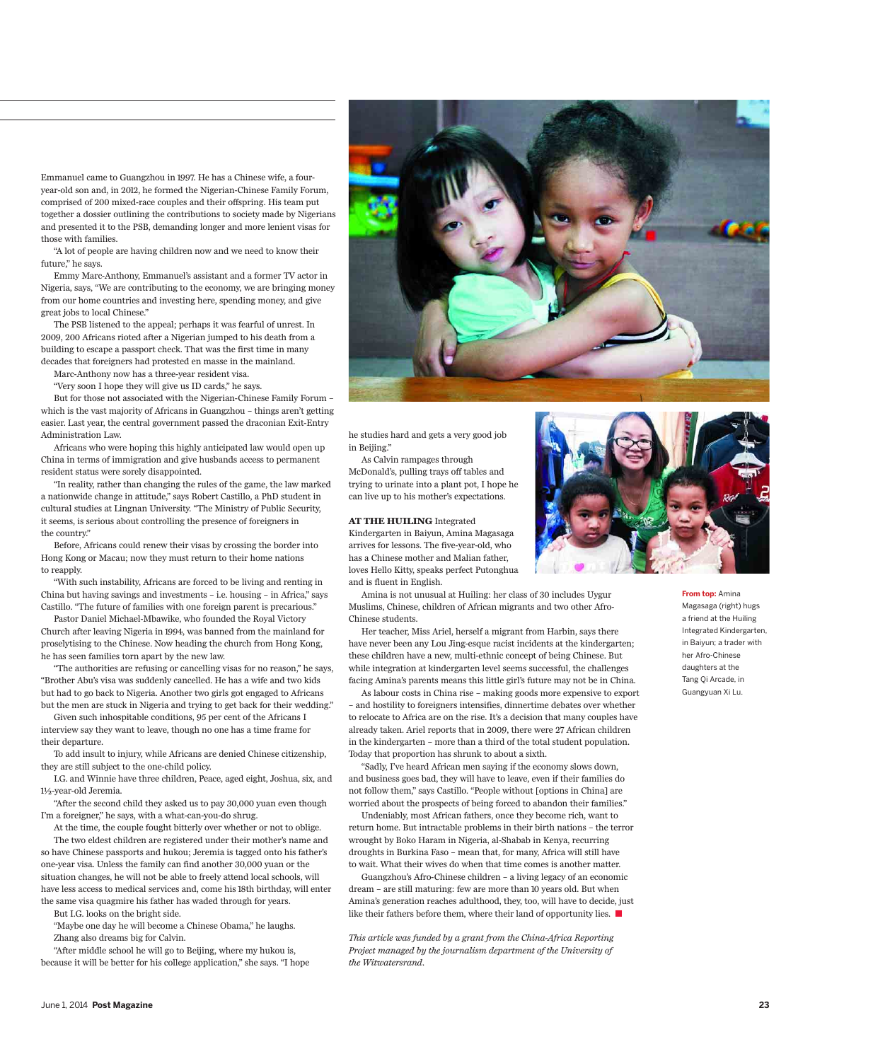Emmanuel came to Guangzhou in 1997. He has a Chinese wife, a four-year-old son and, in 2012, he formed the Nigerian-Chinese Family Forum, comprised of 200 mixed-race couples and their offspring. His team put together a dossier outlining the contributions to society made by Nigerians and presented it to the PSB, demanding longer and more lenient visas for those with families.

"A lot of people are having children now and we need to know their future," he says.

Emmy Marc-Anthony, Emmanuel's assistant and a former TV actor in Nigeria, says, "We are contributing to the economy, we are bringing money from our home countries and investing here, spending money, and give great jobs to local Chinese."

The PSB listened to the appeal; perhaps it was fearful of unrest. In 2009, 200 Africans rioted after a Nigerian jumped to his death from a building to escape a passport check. That was the first time in many decades that foreigners had protested en masse in the mainland.

Marc-Anthony now has a three-year resident visa.

"Very soon I hope they will give us ID cards," he says.

But for those not associated with the Nigerian-Chinese Family Forum – which is the vast majority of Africans in Guangzhou – things aren't getting easier. Last year, the central government passed the draconian Exit-Entry Administration Law.

Africans who were hoping this highly anticipated law would open up China in terms of immigration and give husbands access to permanent resident status were sorely disappointed.

"In reality, rather than changing the rules of the game, the law marked a nationwide change in attitude," says Robert Castillo, a PhD student in cultural studies at Lingnan University. "The Ministry of Public Security, it seems, is serious about controlling the presence of foreigners in the country."

Before, Africans could renew their visas by crossing the border into Hong Kong or Macau; now they must return to their home nations to reapply.

"With such instability, Africans are forced to be living and renting in China but having savings and investments – i.e. housing – in Africa," says Castillo. "The future of families with one foreign parent is precarious."

Pastor Daniel Michael-Mbawike, who founded the Royal Victory Church after leaving Nigeria in 1994, was banned from the mainland for proselytising to the Chinese. Now heading the church from Hong Kong, he has seen families torn apart by the new law.

"The authorities are refusing or cancelling visas for no reason," he says. "Brother Abu's visa was suddenly cancelled. He has a wife and two kids but had to go back to Nigeria. Another two girls got engaged to Africans but the men are stuck in Nigeria and trying to get back for their wedding."

Given such inhospitable conditions, 95 per cent of the Africans I interview say they want to leave, though no one has a time frame for their departure.

To add insult to injury, while Africans are denied Chinese citizenship, they are still subject to the one-child policy.

I.G. and Winnie have three children, Peace, aged eight, Joshua, six, and 1½-year-old Jeremia.

"After the second child they asked us to pay 30,000 yuan even though I'm a foreigner," he says, with a what-can-you-do shrug.

At the time, the couple fought bitterly over whether or not to oblige.

The two eldest children are registered under their mother's name and so have Chinese passports and hukou; Jeremia is tagged onto his father's one-year visa. Unless the family can find another 30,000 yuan or the situation changes, he will not be able to freely attend local schools, will have less access to medical services and, come his 18th birthday, will enter the same visa quagmire his father has waded through for years.

But I.G. looks on the bright side.

"Maybe one day he will become a Chinese Obama," he laughs.

Zhang also dreams big for Calvin.

"After middle school he will go to Beijing, where my hukou is, because it will be better for his college application," she says. "I hope he studies hard and gets a very good job in Beijing."

As Calvin rampages through McDonald's, pulling trays off tables and trying to urinate into a plant pot, I hope he can live up to his mother's expectations.

**AT THE HUILING** Integrated Kindergarten in Baiyun, Amina Magasaga arrives for lessons. The five-year-old, who has a Chinese mother and Malian father, loves Hello Kitty, speaks perfect Putonghua and is fluent in English.

Amina is not unusual at Huiling: her class of 30 includes Uygur Muslims, Chinese, children of African migrants and two other Afro-Chinese students.

Her teacher, Miss Ariel, herself a migrant from Harbin, says there have never been any Lou Jing-esque racist incidents at the kindergarten; these children have a new, multi-ethnic concept of being Chinese. But while integration at kindergarten level seems successful, the challenges facing Amina's parents means this little girl's future may not be in China.

As labour costs in China rise – making goods more expensive to export – and hostility to foreigners intensifies, dinnertime debates over whether to relocate to Africa are on the rise. It's a decision that many couples have already taken. Ariel reports that in 2009, there were 27 African children in the kindergarten – more than a third of the total student population. Today that proportion has shrunk to about a sixth.

"Sadly, I've heard African men saying if the economy slows down, and business goes bad, they will have to leave, even if their families do not follow them," says Castillo. "People without [options in China] are worried about the prospects of being forced to abandon their families."

Undeniably, most African fathers, once they become rich, want to return home. But intractable problems in their birth nations – the terror wrought by Boko Haram in Nigeria, al-Shabab in Kenya, recurring droughts in Burkina Faso – mean that, for many, Africa will still have to wait. What their wives do when that time comes is another matter.

Guangzhou's Afro-Chinese children – a living legacy of an economic dream – are still maturing: few are more than 10 years old. But when Amina's generation reaches adulthood, they, too, will have to decide, just like their fathers before them, where their land of opportunity lies. ■

*This article was funded by a grant from the China-Africa Reporting Project managed by the journalism department of the University of the Witwatersrand.*

**From top:** Amina Magasaga (right) hugs a friend at the Huiling Integrated Kindergarten, in Baiyun; a trader with her Afro-Chinese daughters at the Tang Qi Arcade, in Guangyuan Xi Lu.